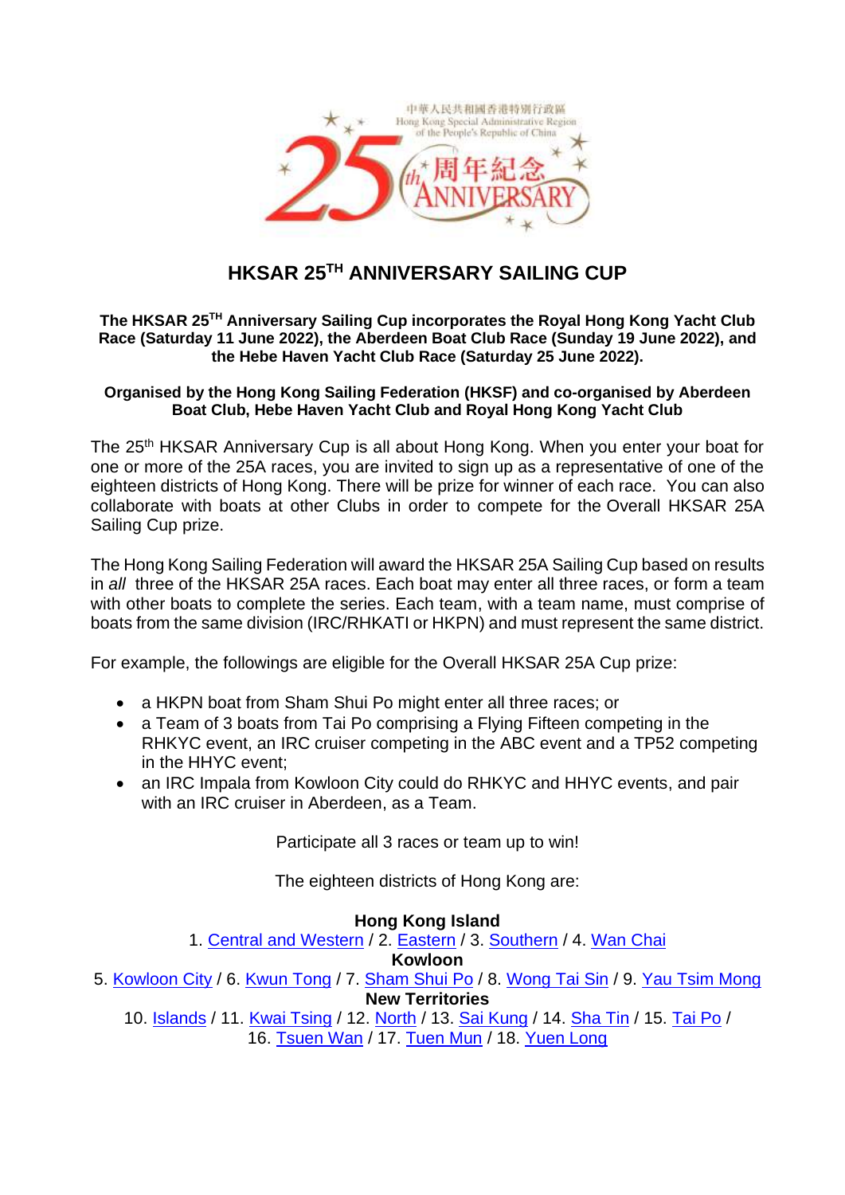# HKSAR 25TH ANNIVERSARY SAILING CUP

**The HKSAR 25TH Anniversary Sailing Cup incorporates the Royal Hong Kong Yacht Club Race (Saturday 11 June 2022), the Aberdeen Boat Club Race (Sunday 19 June 2022), and the Hebe Haven Yacht Club Race (Saturday 25 June 2022).**

**Organised by the Hong Kong Sailing Federation (HKSF) and co-organised by Aberdeen Boat Club, Hebe Haven Yacht Club and Royal Hong Kong Yacht Club**

The 25th HKSAR Anniversary Cup is all about Hong Kong. When you enter your boat for one or more of the 25A races, you are invited to sign up as a representative of one of the eighteen districts of Hong Kong. There will be prize for winner of each race. You can also collaborate with boats at other Clubs in order to compete for the Overall HKSAR 25A Sailing Cup prize.

The Hong Kong Sailing Federation will award the HKSAR 25A Sailing Cup based on results in *all* three of the HKSAR 25A races. Each boat may enter all three races, or form a team with other boats to complete the series. Each team, with a team name, must comprise of boats from the same division (IRC/RHKATI or HKPN) and must represent the same district.

For example, the followings are eligible for the Overall HKSAR 25A Cup prize:

- a HKPN boat from Sham Shui Po might enter all three races; or
- a Team of 3 boats from Tai Po comprising a Flying Fifteen competing in the RHKYC event, an IRC cruiser competing in the ABC event and a TP52 competing in the HHYC event;
- an IRC Impala from Kowloon City could do RHKYC and HHYC events, and pair with an IRC cruiser in Aberdeen, as a Team.

Participate all 3 races or team up to win!

The eighteen districts of Hong Kong are:

**Hong Kong Island**
1. Central and Western / 2. Eastern / 3. Southern / 4. Wan Chai

**Kowloon**
5. Kowloon City / 6. Kwun Tong / 7. Sham Shui Po / 8. Wong Tai Sin / 9. Yau Tsim Mong

**New Territories**
10. Islands / 11. Kwai Tsing / 12. North / 13. Sai Kung / 14. Sha Tin / 15. Tai Po / 16. Tsuen Wan / 17. Tuen Mun / 18. Yuen Long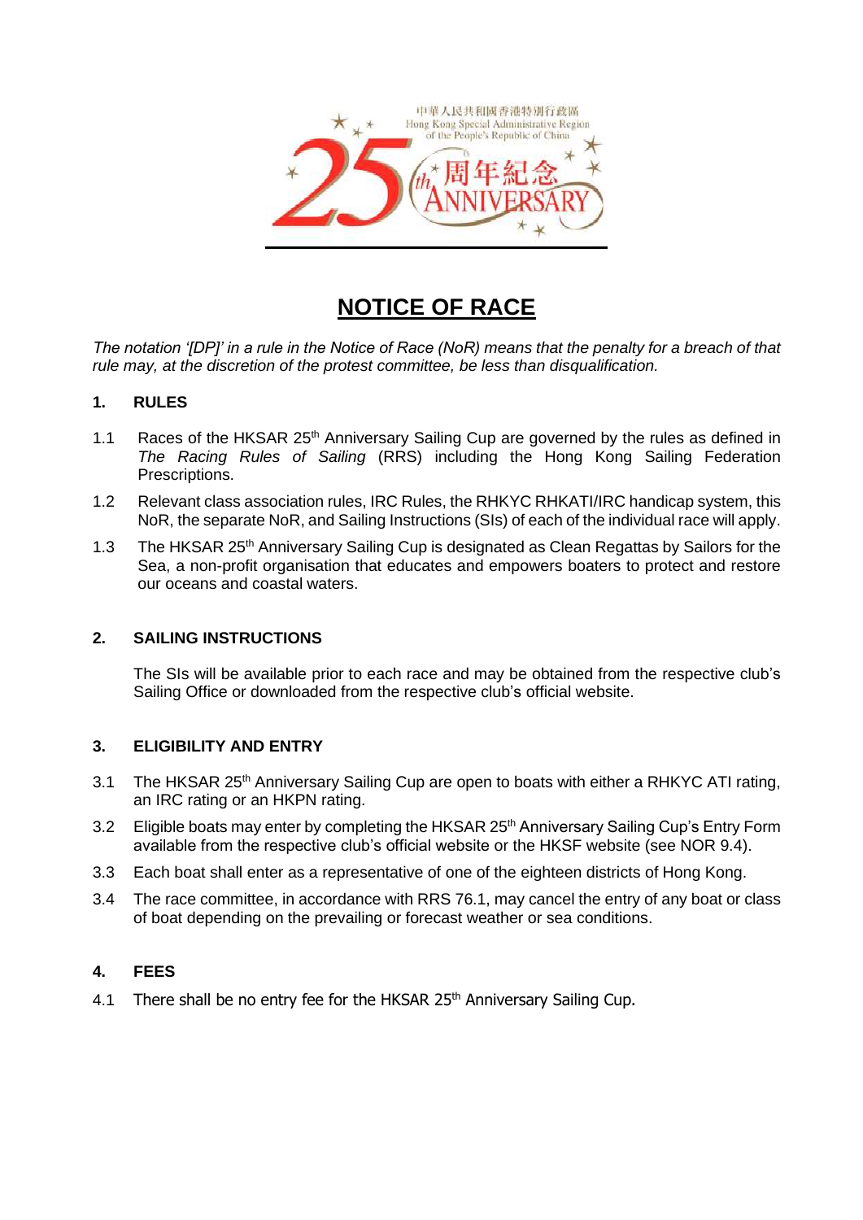# NOTICE OF RACE

*The notation '[DP]' in a rule in the Notice of Race (NoR) means that the penalty for a breach of that rule may, at the discretion of the protest committee, be less than disqualification.*

## 1. RULES

1.1 Races of the HKSAR 25th Anniversary Sailing Cup are governed by the rules as defined in *The Racing Rules of Sailing* (RRS) including the Hong Kong Sailing Federation Prescriptions.

1.2 Relevant class association rules, IRC Rules, the RHKYC RHKATI/IRC handicap system, this NoR, the separate NoR, and Sailing Instructions (SIs) of each of the individual race will apply.

1.3 The HKSAR 25th Anniversary Sailing Cup is designated as Clean Regattas by Sailors for the Sea, a non-profit organisation that educates and empowers boaters to protect and restore our oceans and coastal waters.

## 2. SAILING INSTRUCTIONS

The SIs will be available prior to each race and may be obtained from the respective club's Sailing Office or downloaded from the respective club's official website.

## 3. ELIGIBILITY AND ENTRY

3.1 The HKSAR 25th Anniversary Sailing Cup are open to boats with either a RHKYC ATI rating, an IRC rating or an HKPN rating.

3.2 Eligible boats may enter by completing the HKSAR 25th Anniversary Sailing Cup's Entry Form available from the respective club's official website or the HKSF website (see NOR 9.4).

3.3 Each boat shall enter as a representative of one of the eighteen districts of Hong Kong.

3.4 The race committee, in accordance with RRS 76.1, may cancel the entry of any boat or class of boat depending on the prevailing or forecast weather or sea conditions.

## 4. FEES

4.1 There shall be no entry fee for the HKSAR 25th Anniversary Sailing Cup.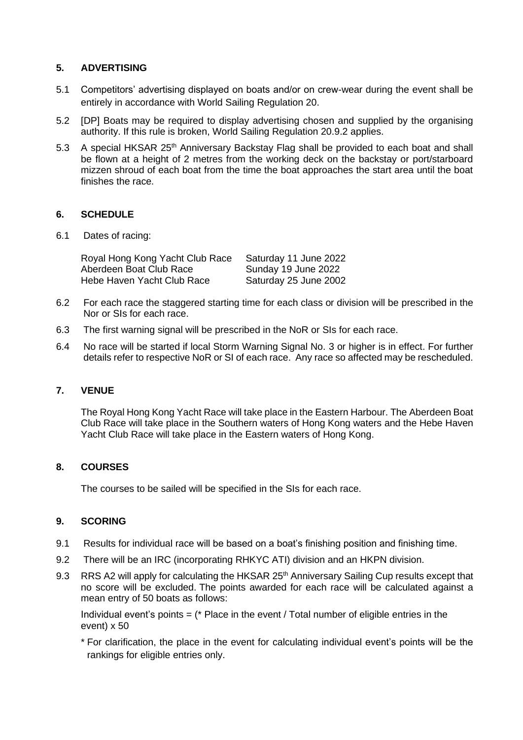## 5. ADVERTISING

5.1 Competitors' advertising displayed on boats and/or on crew-wear during the event shall be entirely in accordance with World Sailing Regulation 20.

5.2 [DP] Boats may be required to display advertising chosen and supplied by the organising authority. If this rule is broken, World Sailing Regulation 20.9.2 applies.

5.3 A special HKSAR 25th Anniversary Backstay Flag shall be provided to each boat and shall be flown at a height of 2 metres from the working deck on the backstay or port/starboard mizzen shroud of each boat from the time the boat approaches the start area until the boat finishes the race.

## 6. SCHEDULE

6.1 Dates of racing:

| | |
|---|---|
| Royal Hong Kong Yacht Club Race | Saturday 11 June 2022 |
| Aberdeen Boat Club Race | Sunday 19 June 2022 |
| Hebe Haven Yacht Club Race | Saturday 25 June 2002 |

6.2 For each race the staggered starting time for each class or division will be prescribed in the Nor or SIs for each race.

6.3 The first warning signal will be prescribed in the NoR or SIs for each race.

6.4 No race will be started if local Storm Warning Signal No. 3 or higher is in effect. For further details refer to respective NoR or SI of each race. Any race so affected may be rescheduled.

## 7. VENUE

The Royal Hong Kong Yacht Race will take place in the Eastern Harbour. The Aberdeen Boat Club Race will take place in the Southern waters of Hong Kong waters and the Hebe Haven Yacht Club Race will take place in the Eastern waters of Hong Kong.

## 8. COURSES

The courses to be sailed will be specified in the SIs for each race.

## 9. SCORING

9.1 Results for individual race will be based on a boat's finishing position and finishing time.

9.2 There will be an IRC (incorporating RHKYC ATI) division and an HKPN division.

9.3 RRS A2 will apply for calculating the HKSAR 25th Anniversary Sailing Cup results except that no score will be excluded. The points awarded for each race will be calculated against a mean entry of 50 boats as follows:

Individual event's points = (* Place in the event / Total number of eligible entries in the event) x 50

\* For clarification, the place in the event for calculating individual event's points will be the rankings for eligible entries only.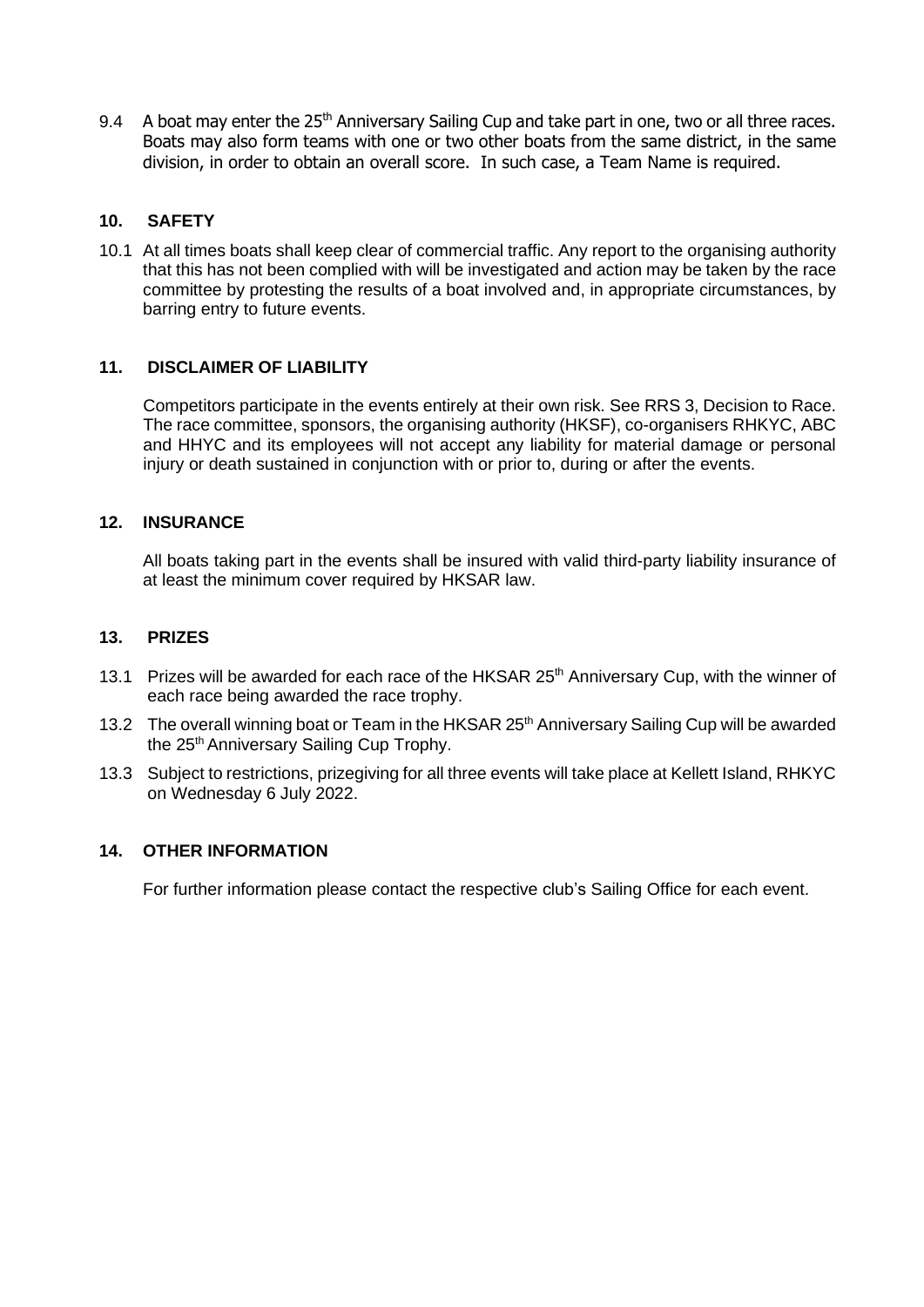9.4 A boat may enter the 25th Anniversary Sailing Cup and take part in one, two or all three races. Boats may also form teams with one or two other boats from the same district, in the same division, in order to obtain an overall score. In such case, a Team Name is required.

## 10. SAFETY

10.1 At all times boats shall keep clear of commercial traffic. Any report to the organising authority that this has not been complied with will be investigated and action may be taken by the race committee by protesting the results of a boat involved and, in appropriate circumstances, by barring entry to future events.

## 11. DISCLAIMER OF LIABILITY

Competitors participate in the events entirely at their own risk. See RRS 3, Decision to Race. The race committee, sponsors, the organising authority (HKSF), co-organisers RHKYC, ABC and HHYC and its employees will not accept any liability for material damage or personal injury or death sustained in conjunction with or prior to, during or after the events.

## 12. INSURANCE

All boats taking part in the events shall be insured with valid third-party liability insurance of at least the minimum cover required by HKSAR law.

## 13. PRIZES

13.1 Prizes will be awarded for each race of the HKSAR 25th Anniversary Cup, with the winner of each race being awarded the race trophy.

13.2 The overall winning boat or Team in the HKSAR 25th Anniversary Sailing Cup will be awarded the 25th Anniversary Sailing Cup Trophy.

13.3 Subject to restrictions, prizegiving for all three events will take place at Kellett Island, RHKYC on Wednesday 6 July 2022.

## 14. OTHER INFORMATION

For further information please contact the respective club's Sailing Office for each event.